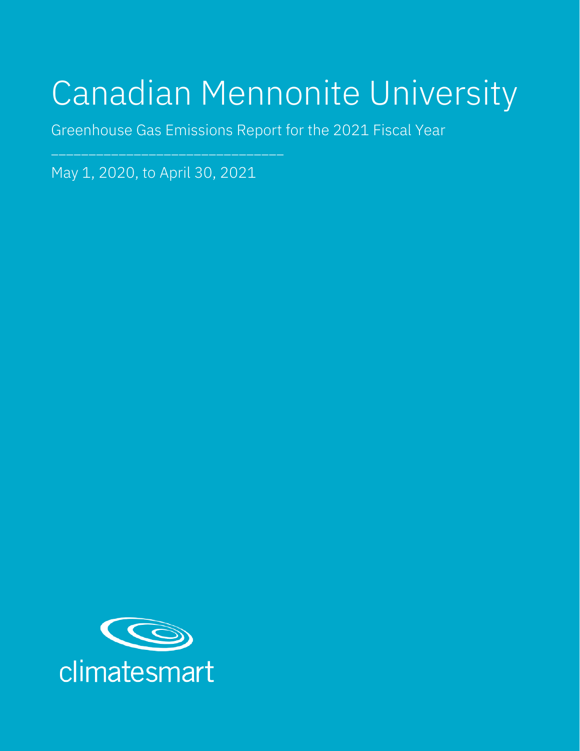# Canadian Mennonite University

Greenhouse Gas Emissions Report for the 2021 Fiscal Year

May 1, 2020, to April 30, 2021

climatesmart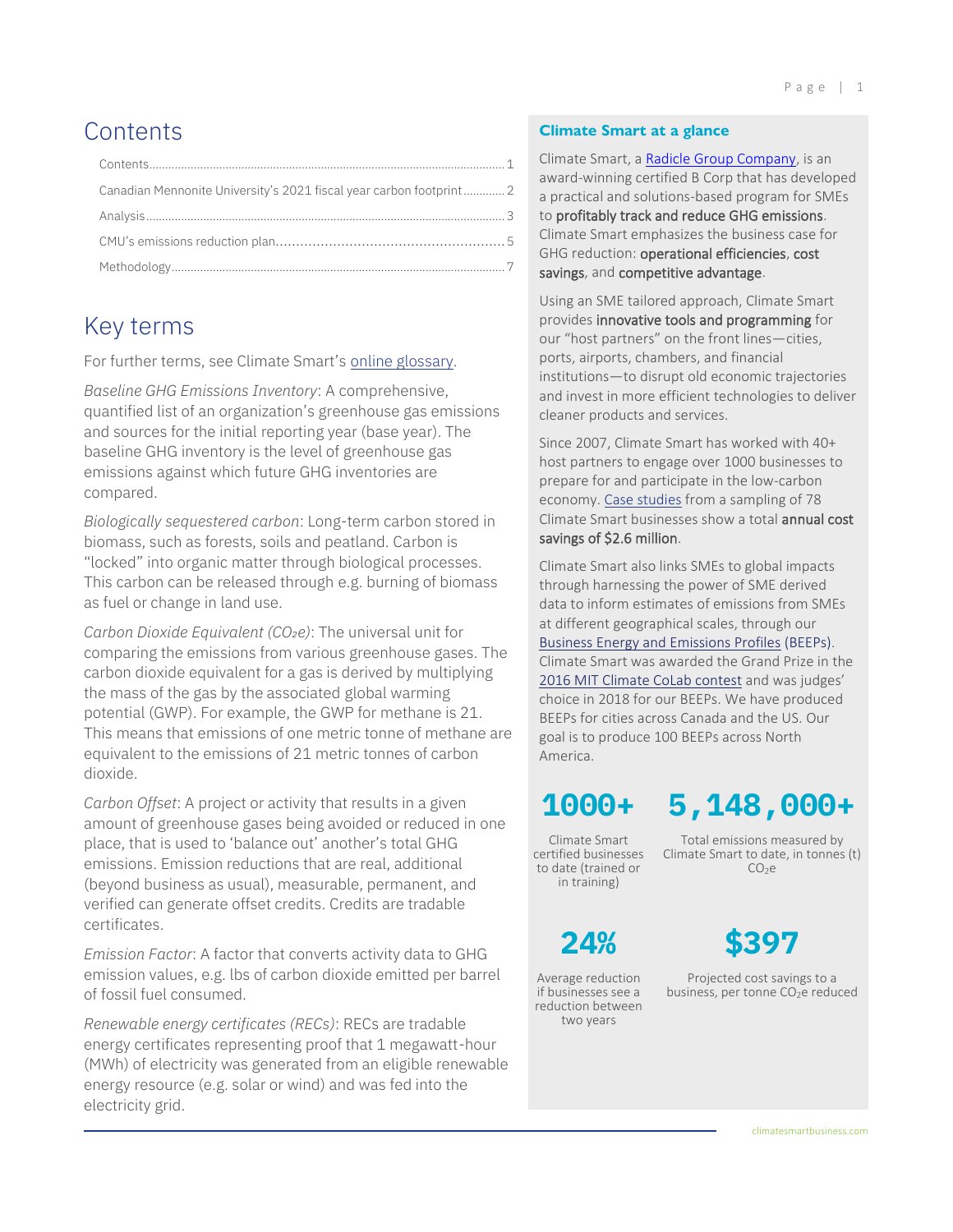# Contents

Contents .......... 1
Canadian Mennonite University's 2021 fiscal year carbon footprint .......... 2
Analysis .......... 3
CMU's emissions reduction plan .......... 5
Methodology .......... 7

# Key terms

For further terms, see Climate Smart's online glossary.

*Baseline GHG Emissions Inventory*: A comprehensive, quantified list of an organization's greenhouse gas emissions and sources for the initial reporting year (base year). The baseline GHG inventory is the level of greenhouse gas emissions against which future GHG inventories are compared.

*Biologically sequestered carbon*: Long-term carbon stored in biomass, such as forests, soils and peatland. Carbon is "locked" into organic matter through biological processes. This carbon can be released through e.g. burning of biomass as fuel or change in land use.

*Carbon Dioxide Equivalent ($CO_2e$)*: The universal unit for comparing the emissions from various greenhouse gases. The carbon dioxide equivalent for a gas is derived by multiplying the mass of the gas by the associated global warming potential (GWP). For example, the GWP for methane is 21. This means that emissions of one metric tonne of methane are equivalent to the emissions of 21 metric tonnes of carbon dioxide.

*Carbon Offset*: A project or activity that results in a given amount of greenhouse gases being avoided or reduced in one place, that is used to 'balance out' another's total GHG emissions. Emission reductions that are real, additional (beyond business as usual), measurable, permanent, and verified can generate offset credits. Credits are tradable certificates.

*Emission Factor*: A factor that converts activity data to GHG emission values, e.g. lbs of carbon dioxide emitted per barrel of fossil fuel consumed.

*Renewable energy certificates (RECs)*: RECs are tradable energy certificates representing proof that 1 megawatt-hour (MWh) of electricity was generated from an eligible renewable energy resource (e.g. solar or wind) and was fed into the electricity grid.

### Climate Smart at a glance

Climate Smart, a Radicle Group Company, is an award-winning certified B Corp that has developed a practical and solutions-based program for SMEs to **profitably track and reduce GHG emissions**. Climate Smart emphasizes the business case for GHG reduction: **operational efficiencies**, **cost savings**, and **competitive advantage**.

Using an SME tailored approach, Climate Smart provides **innovative tools and programming** for our "host partners" on the front lines—cities, ports, airports, chambers, and financial institutions—to disrupt old economic trajectories and invest in more efficient technologies to deliver cleaner products and services.

Since 2007, Climate Smart has worked with 40+ host partners to engage over 1000 businesses to prepare for and participate in the low-carbon economy. Case studies from a sampling of 78 Climate Smart businesses show a total **annual cost savings of $2.6 million**.

Climate Smart also links SMEs to global impacts through harnessing the power of SME derived data to inform estimates of emissions from SMEs at different geographical scales, through our Business Energy and Emissions Profiles (BEEPs). Climate Smart was awarded the Grand Prize in the 2016 MIT Climate CoLab contest and was judges' choice in 2018 for our BEEPs. We have produced BEEPs for cities across Canada and the US. Our goal is to produce 100 BEEPs across North America.

**1000+**
Climate Smart certified businesses to date (trained or in training)

**5,148,000+**
Total emissions measured by Climate Smart to date, in tonnes (t) $CO_2e$

**24%**
Average reduction if businesses see a reduction between two years

**$397**
Projected cost savings to a business, per tonne $CO_2e$ reduced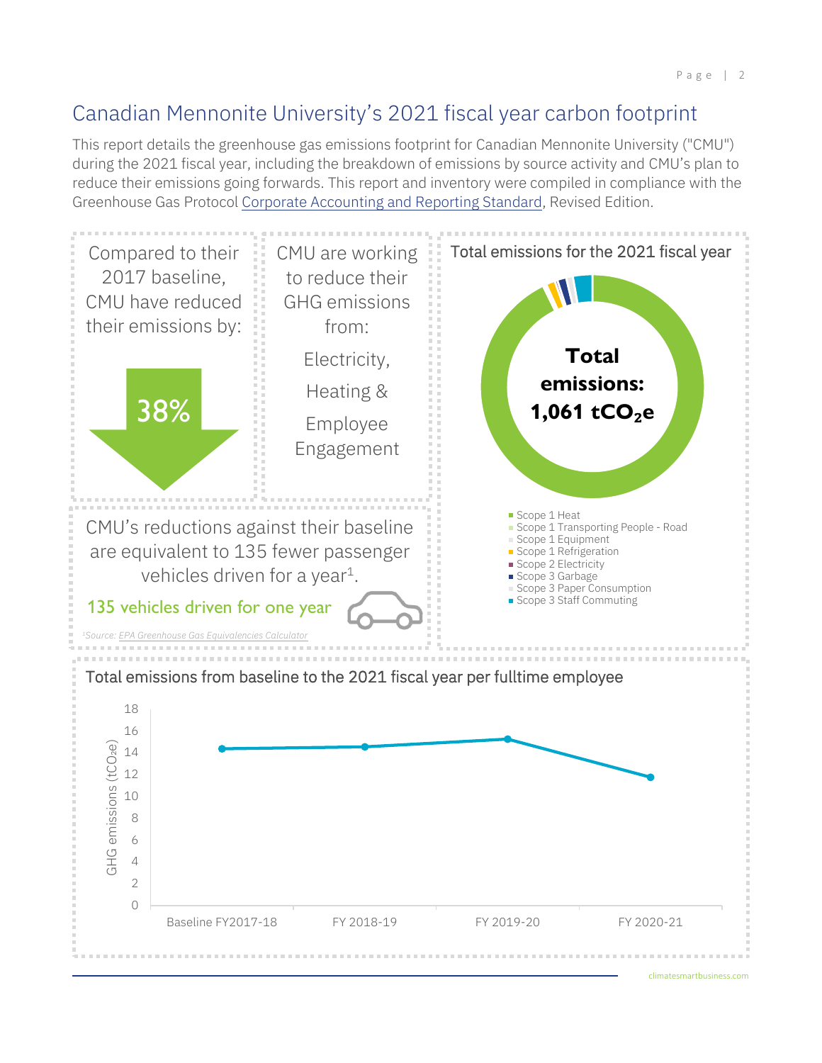# Canadian Mennonite University's 2021 fiscal year carbon footprint

This report details the greenhouse gas emissions footprint for Canadian Mennonite University ("CMU") during the 2021 fiscal year, including the breakdown of emissions by source activity and CMU's plan to reduce their emissions going forwards. This report and inventory were compiled in compliance with the Greenhouse Gas Protocol Corporate Accounting and Reporting Standard, Revised Edition.

Compared to their 2017 baseline, CMU have reduced their emissions by:

**38%**

CMU are working to reduce their GHG emissions from:

Electricity,

Heating &

Employee Engagement

**Total emissions for the 2021 fiscal year**

**Total emissions: 1,061 $tCO_2e$**

- Scope 1 Heat
- Scope 1 Transporting People - Road
- Scope 1 Equipment
- Scope 1 Refrigeration
- Scope 2 Electricity
- Scope 3 Garbage
- Scope 3 Paper Consumption
- Scope 3 Staff Commuting

CMU's reductions against their baseline are equivalent to 135 fewer passenger vehicles driven for a year[1].

135 vehicles driven for one year

[1]Source: *EPA Greenhouse Gas Equivalencies Calculator*

**Total emissions from baseline to the 2021 fiscal year per fulltime employee**

GHG emissions ($tCO_2e$)

| Year | Approx. GHG emissions ($tCO_2e$) |
|---|---|
| Baseline FY2017-18 | ~14.4 |
| FY 2018-19 | ~14.6 |
| FY 2019-20 | ~15.3 |
| FY 2020-21 | ~11.7 |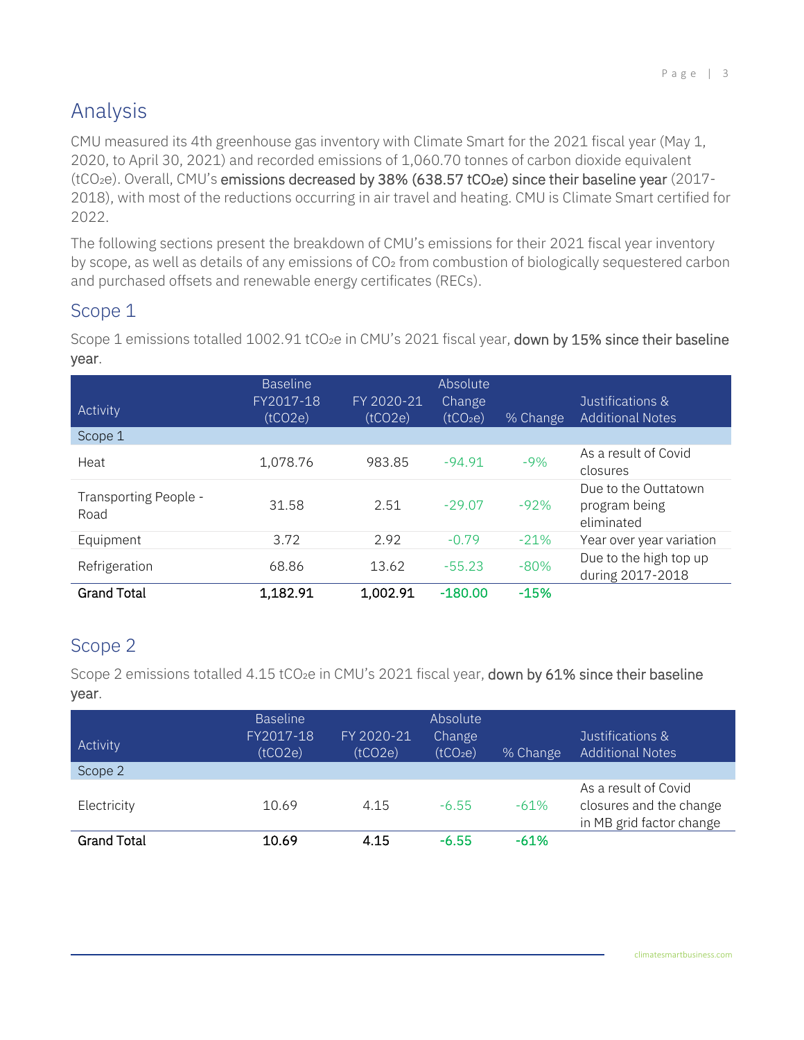# Analysis

CMU measured its 4th greenhouse gas inventory with Climate Smart for the 2021 fiscal year (May 1, 2020, to April 30, 2021) and recorded emissions of 1,060.70 tonnes of carbon dioxide equivalent ($tCO_2e$). Overall, CMU's **emissions decreased by 38% (638.57 $tCO_2e$) since their baseline year** (2017-2018), with most of the reductions occurring in air travel and heating. CMU is Climate Smart certified for 2022.

The following sections present the breakdown of CMU's emissions for their 2021 fiscal year inventory by scope, as well as details of any emissions of $CO_2$ from combustion of biologically sequestered carbon and purchased offsets and renewable energy certificates (RECs).

## Scope 1

Scope 1 emissions totalled 1002.91 $tCO_2e$ in CMU's 2021 fiscal year, **down by 15% since their baseline year**.

| Activity | Baseline FY2017-18 (tCO2e) | FY 2020-21 (tCO2e) | Absolute Change ($tCO_2e$) | % Change | Justifications & Additional Notes |
|---|---|---|---|---|---|
| Scope 1 | | | | | |
| Heat | 1,078.76 | 983.85 | -94.91 | -9% | As a result of Covid closures |
| Transporting People - Road | 31.58 | 2.51 | -29.07 | -92% | Due to the Outtatown program being eliminated |
| Equipment | 3.72 | 2.92 | -0.79 | -21% | Year over year variation |
| Refrigeration | 68.86 | 13.62 | -55.23 | -80% | Due to the high top up during 2017-2018 |
| **Grand Total** | **1,182.91** | **1,002.91** | **-180.00** | **-15%** | |

## Scope 2

Scope 2 emissions totalled 4.15 $tCO_2e$ in CMU's 2021 fiscal year, **down by 61% since their baseline year**.

| Activity | Baseline FY2017-18 (tCO2e) | FY 2020-21 (tCO2e) | Absolute Change ($tCO_2e$) | % Change | Justifications & Additional Notes |
|---|---|---|---|---|---|
| Scope 2 | | | | | |
| Electricity | 10.69 | 4.15 | -6.55 | -61% | As a result of Covid closures and the change in MB grid factor change |
| **Grand Total** | **10.69** | **4.15** | **-6.55** | **-61%** | |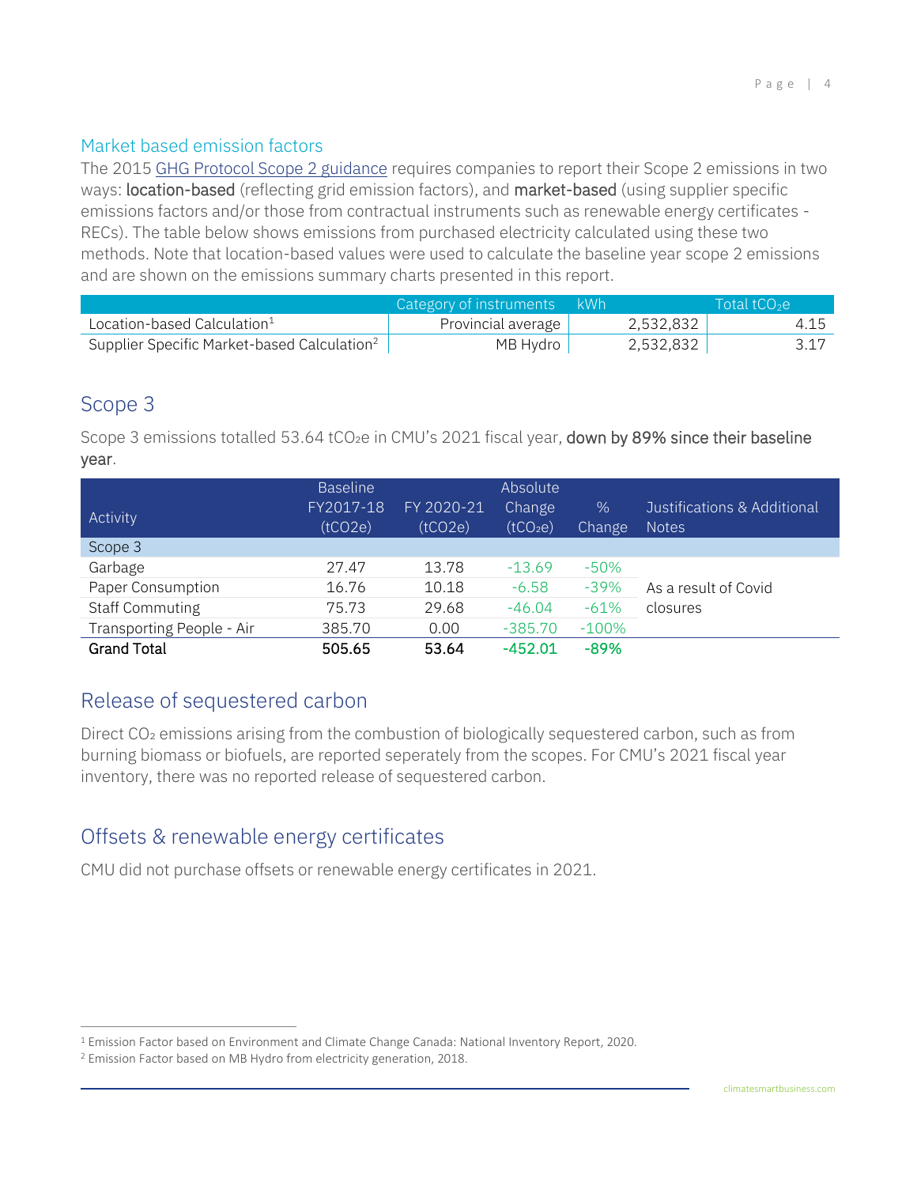### Market based emission factors

The 2015 GHG Protocol Scope 2 guidance requires companies to report their Scope 2 emissions in two ways: **location-based** (reflecting grid emission factors), and **market-based** (using supplier specific emissions factors and/or those from contractual instruments such as renewable energy certificates - RECs). The table below shows emissions from purchased electricity calculated using these two methods. Note that location-based values were used to calculate the baseline year scope 2 emissions and are shown on the emissions summary charts presented in this report.

| | Category of instruments | kWh | Total $tCO_2e$ |
|---|---|---|---|
| Location-based Calculation[1] | Provincial average | 2,532,832 | 4.15 |
| Supplier Specific Market-based Calculation[2] | MB Hydro | 2,532,832 | 3.17 |

## Scope 3

Scope 3 emissions totalled 53.64 $tCO_2e$ in CMU's 2021 fiscal year, **down by 89% since their baseline year**.

| Activity | Baseline FY2017-18 (tCO2e) | FY 2020-21 (tCO2e) | Absolute Change ($tCO_2e$) | % Change | Justifications & Additional Notes |
|---|---|---|---|---|---|
| Scope 3 | | | | | |
| Garbage | 27.47 | 13.78 | -13.69 | -50% | As a result of Covid closures |
| Paper Consumption | 16.76 | 10.18 | -6.58 | -39% | |
| Staff Commuting | 75.73 | 29.68 | -46.04 | -61% | |
| Transporting People - Air | 385.70 | 0.00 | -385.70 | -100% | |
| **Grand Total** | **505.65** | **53.64** | **-452.01** | **-89%** | |

## Release of sequestered carbon

Direct $CO_2$ emissions arising from the combustion of biologically sequestered carbon, such as from burning biomass or biofuels, are reported seperately from the scopes. For CMU's 2021 fiscal year inventory, there was no reported release of sequestered carbon.

## Offsets & renewable energy certificates

CMU did not purchase offsets or renewable energy certificates in 2021.

[1] Emission Factor based on Environment and Climate Change Canada: National Inventory Report, 2020.

[2] Emission Factor based on MB Hydro from electricity generation, 2018.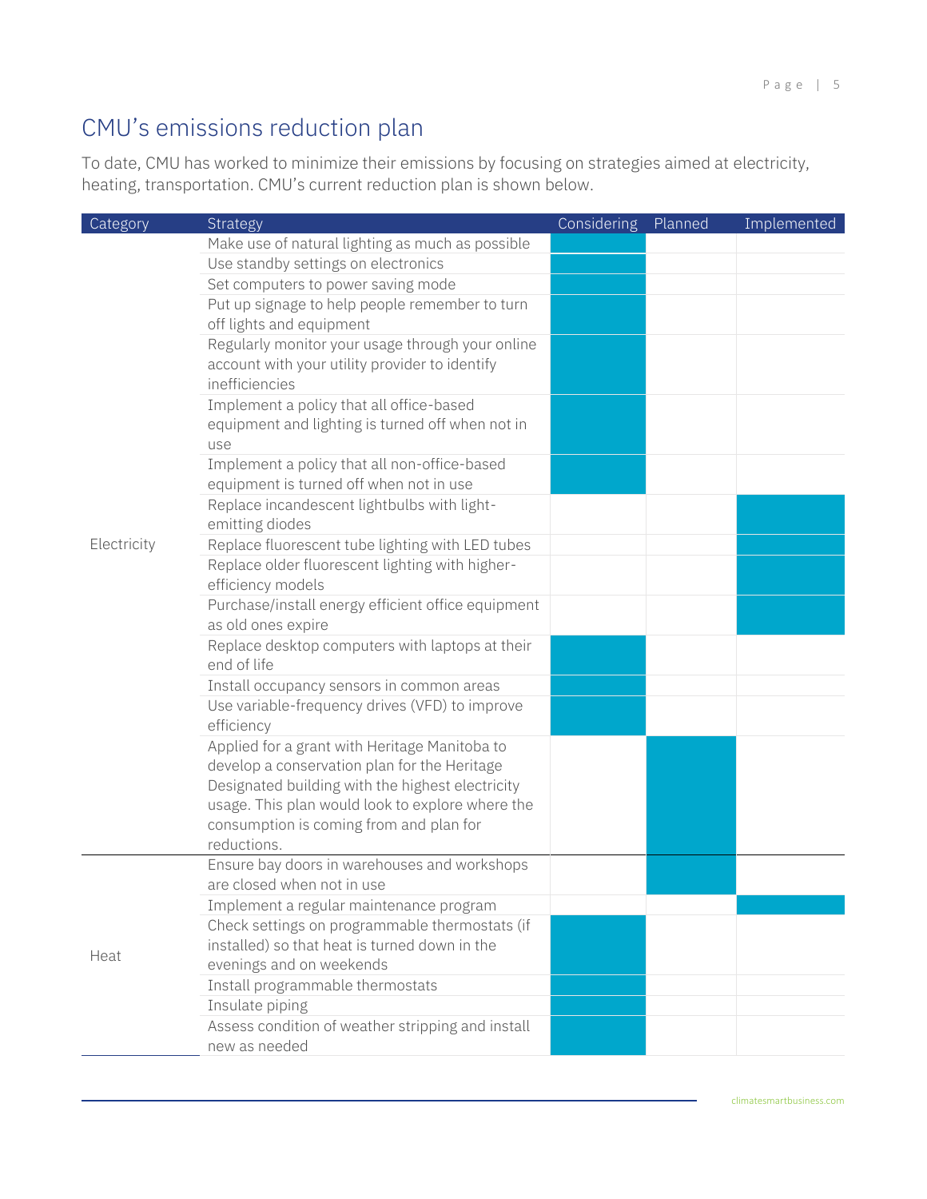## CMU's emissions reduction plan

To date, CMU has worked to minimize their emissions by focusing on strategies aimed at electricity, heating, transportation. CMU's current reduction plan is shown below.

| Category | Strategy | Considering | Planned | Implemented |
|---|---|---|---|---|
| Electricity | Make use of natural lighting as much as possible | X | | |
| | Use standby settings on electronics | X | | |
| | Set computers to power saving mode | X | | |
| | Put up signage to help people remember to turn off lights and equipment | X | | |
| | Regularly monitor your usage through your online account with your utility provider to identify inefficiencies | X | | |
| | Implement a policy that all office-based equipment and lighting is turned off when not in use | X | | |
| | Implement a policy that all non-office-based equipment is turned off when not in use | X | | |
| | Replace incandescent lightbulbs with light-emitting diodes | | | X |
| | Replace fluorescent tube lighting with LED tubes | | | X |
| | Replace older fluorescent lighting with higher-efficiency models | | | X |
| | Purchase/install energy efficient office equipment as old ones expire | | | X |
| | Replace desktop computers with laptops at their end of life | X | | |
| | Install occupancy sensors in common areas | X | | |
| | Use variable-frequency drives (VFD) to improve efficiency | X | | |
| | Applied for a grant with Heritage Manitoba to develop a conservation plan for the Heritage Designated building with the highest electricity usage. This plan would look to explore where the consumption is coming from and plan for reductions. | | X | |
| Heat | Ensure bay doors in warehouses and workshops are closed when not in use | | X | |
| | Implement a regular maintenance program | | | X |
| | Check settings on programmable thermostats (if installed) so that heat is turned down in the evenings and on weekends | X | | |
| | Install programmable thermostats | X | | |
| | Insulate piping | X | | |
| | Assess condition of weather stripping and install new as needed | X | | |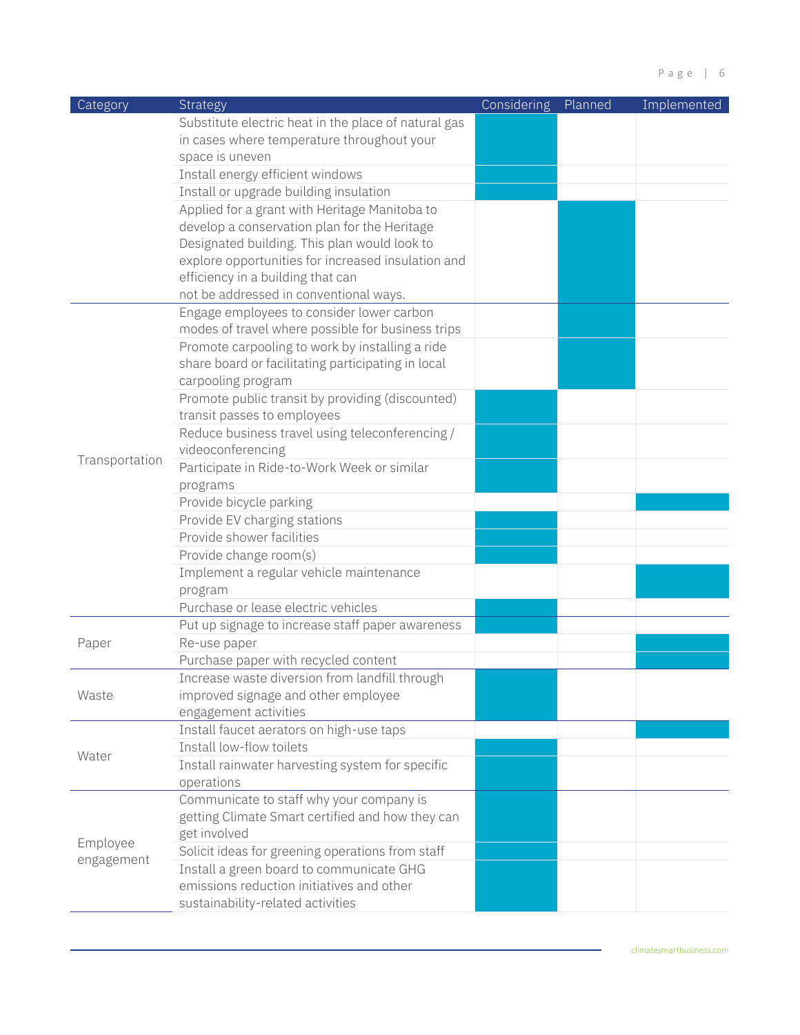| Category | Strategy | Considering | Planned | Implemented |
|---|---|---|---|---|
| | Substitute electric heat in the place of natural gas in cases where temperature throughout your space is uneven | ■ | | |
| | Install energy efficient windows | ■ | | |
| | Install or upgrade building insulation | ■ | | |
| | Applied for a grant with Heritage Manitoba to develop a conservation plan for the Heritage Designated building. This plan would look to explore opportunities for increased insulation and efficiency in a building that can not be addressed in conventional ways. | | ■ | |
| Transportation | Engage employees to consider lower carbon modes of travel where possible for business trips | | ■ | |
| | Promote carpooling to work by installing a ride share board or facilitating participating in local carpooling program | | ■ | |
| | Promote public transit by providing (discounted) transit passes to employees | ■ | | |
| | Reduce business travel using teleconferencing / videoconferencing | ■ | | |
| | Participate in Ride-to-Work Week or similar programs | ■ | | |
| | Provide bicycle parking | | | ■ |
| | Provide EV charging stations | ■ | | |
| | Provide shower facilities | ■ | | |
| | Provide change room(s) | ■ | | |
| | Implement a regular vehicle maintenance program | | | ■ |
| | Purchase or lease electric vehicles | ■ | | |
| Paper | Put up signage to increase staff paper awareness | ■ | | |
| | Re-use paper | | | ■ |
| | Purchase paper with recycled content | | | ■ |
| Waste | Increase waste diversion from landfill through improved signage and other employee engagement activities | ■ | | |
| Water | Install faucet aerators on high-use taps | | | ■ |
| | Install low-flow toilets | ■ | | |
| | Install rainwater harvesting system for specific operations | ■ | | |
| Employee engagement | Communicate to staff why your company is getting Climate Smart certified and how they can get involved | ■ | | |
| | Solicit ideas for greening operations from staff | ■ | | |
| | Install a green board to communicate GHG emissions reduction initiatives and other sustainability-related activities | ■ | | |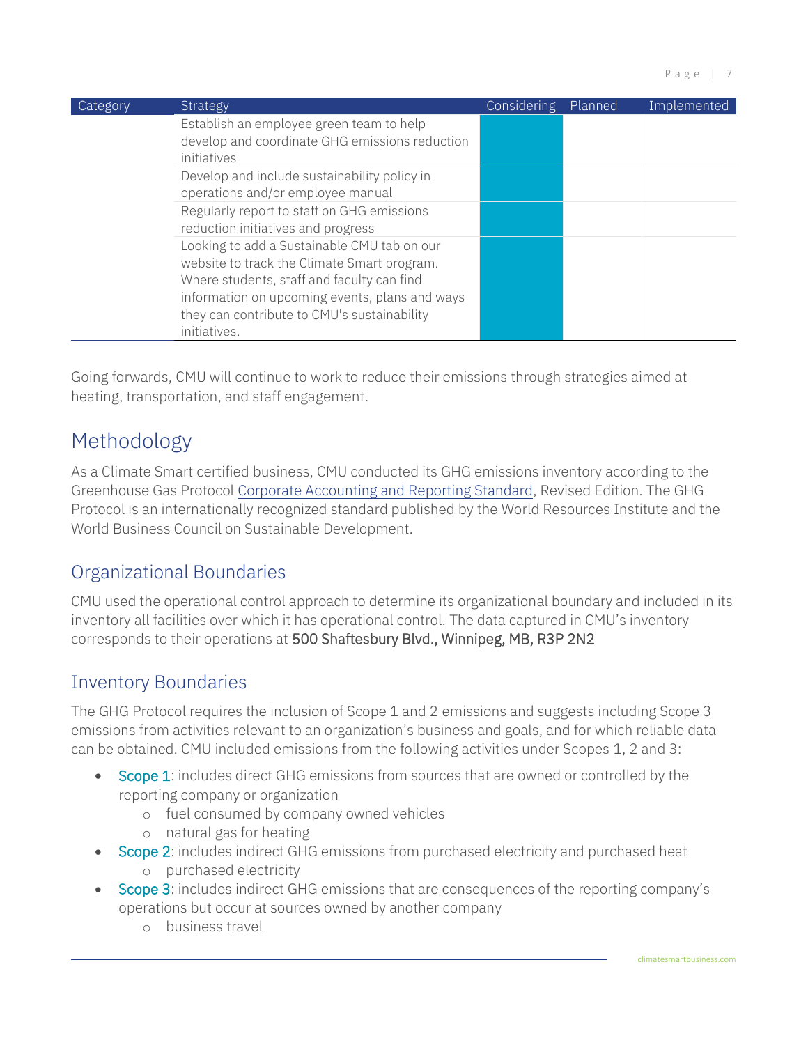| Category | Strategy | Considering | Planned | Implemented |
|---|---|---|---|---|
| | Establish an employee green team to help develop and coordinate GHG emissions reduction initiatives | | | |
| | Develop and include sustainability policy in operations and/or employee manual | | | |
| | Regularly report to staff on GHG emissions reduction initiatives and progress | | | |
| | Looking to add a Sustainable CMU tab on our website to track the Climate Smart program. Where students, staff and faculty can find information on upcoming events, plans and ways they can contribute to CMU's sustainability initiatives. | | | |

Going forwards, CMU will continue to work to reduce their emissions through strategies aimed at heating, transportation, and staff engagement.

# Methodology

As a Climate Smart certified business, CMU conducted its GHG emissions inventory according to the Greenhouse Gas Protocol Corporate Accounting and Reporting Standard, Revised Edition. The GHG Protocol is an internationally recognized standard published by the World Resources Institute and the World Business Council on Sustainable Development.

## Organizational Boundaries

CMU used the operational control approach to determine its organizational boundary and included in its inventory all facilities over which it has operational control. The data captured in CMU's inventory corresponds to their operations at 500 Shaftesbury Blvd., Winnipeg, MB, R3P 2N2

## Inventory Boundaries

The GHG Protocol requires the inclusion of Scope 1 and 2 emissions and suggests including Scope 3 emissions from activities relevant to an organization's business and goals, and for which reliable data can be obtained. CMU included emissions from the following activities under Scopes 1, 2 and 3:

- Scope 1: includes direct GHG emissions from sources that are owned or controlled by the reporting company or organization
  - fuel consumed by company owned vehicles
  - natural gas for heating
- Scope 2: includes indirect GHG emissions from purchased electricity and purchased heat
  - purchased electricity
- Scope 3: includes indirect GHG emissions that are consequences of the reporting company's operations but occur at sources owned by another company
  - business travel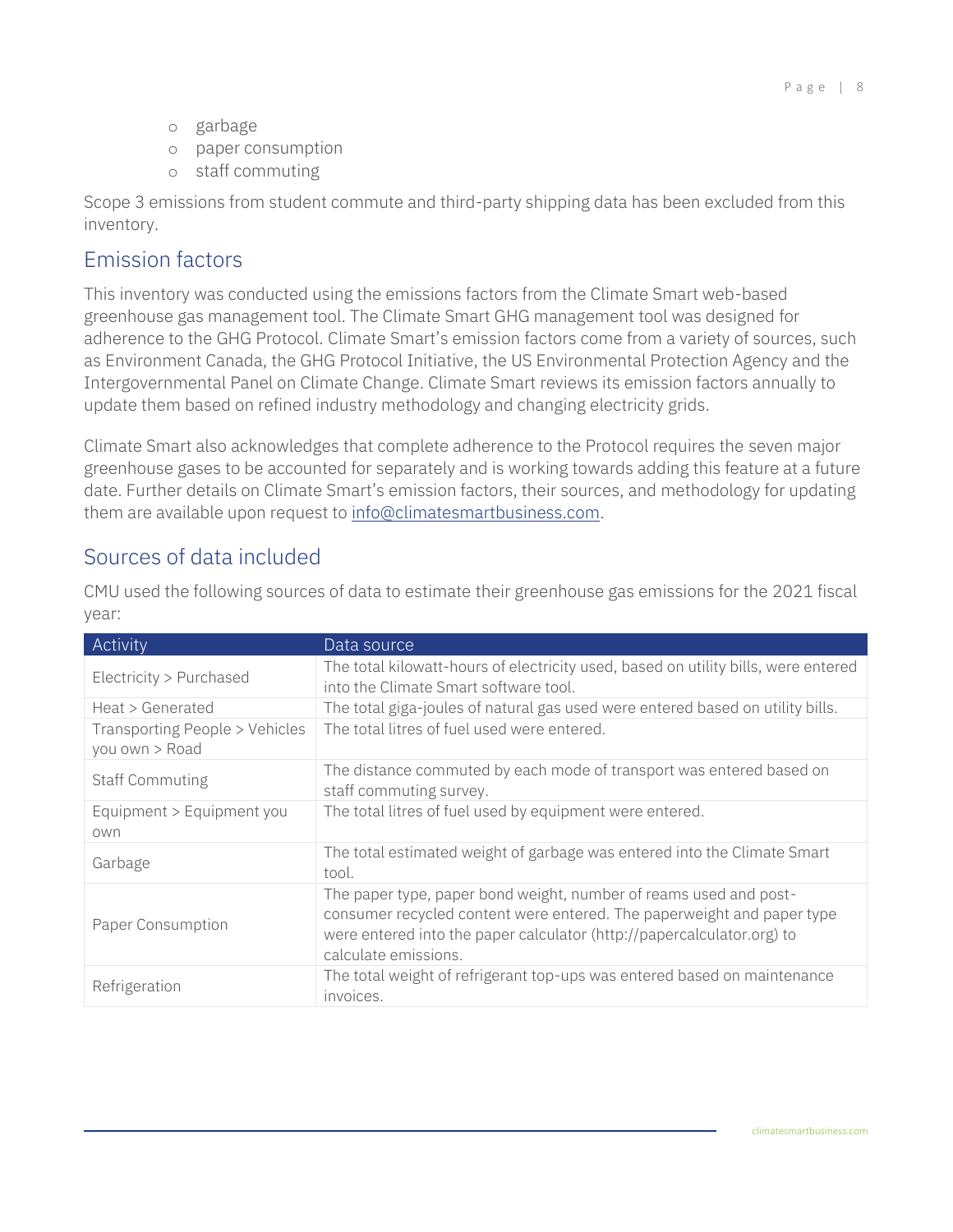- garbage
- paper consumption
- staff commuting

Scope 3 emissions from student commute and third-party shipping data has been excluded from this inventory.

## Emission factors

This inventory was conducted using the emissions factors from the Climate Smart web-based greenhouse gas management tool. The Climate Smart GHG management tool was designed for adherence to the GHG Protocol. Climate Smart's emission factors come from a variety of sources, such as Environment Canada, the GHG Protocol Initiative, the US Environmental Protection Agency and the Intergovernmental Panel on Climate Change. Climate Smart reviews its emission factors annually to update them based on refined industry methodology and changing electricity grids.

Climate Smart also acknowledges that complete adherence to the Protocol requires the seven major greenhouse gases to be accounted for separately and is working towards adding this feature at a future date. Further details on Climate Smart's emission factors, their sources, and methodology for updating them are available upon request to info@climatesmartbusiness.com.

## Sources of data included

CMU used the following sources of data to estimate their greenhouse gas emissions for the 2021 fiscal year:

| Activity | Data source |
|---|---|
| Electricity > Purchased | The total kilowatt-hours of electricity used, based on utility bills, were entered into the Climate Smart software tool. |
| Heat > Generated | The total giga-joules of natural gas used were entered based on utility bills. |
| Transporting People > Vehicles you own > Road | The total litres of fuel used were entered. |
| Staff Commuting | The distance commuted by each mode of transport was entered based on staff commuting survey. |
| Equipment > Equipment you own | The total litres of fuel used by equipment were entered. |
| Garbage | The total estimated weight of garbage was entered into the Climate Smart tool. |
| Paper Consumption | The paper type, paper bond weight, number of reams used and post-consumer recycled content were entered. The paperweight and paper type were entered into the paper calculator (http://papercalculator.org) to calculate emissions. |
| Refrigeration | The total weight of refrigerant top-ups was entered based on maintenance invoices. |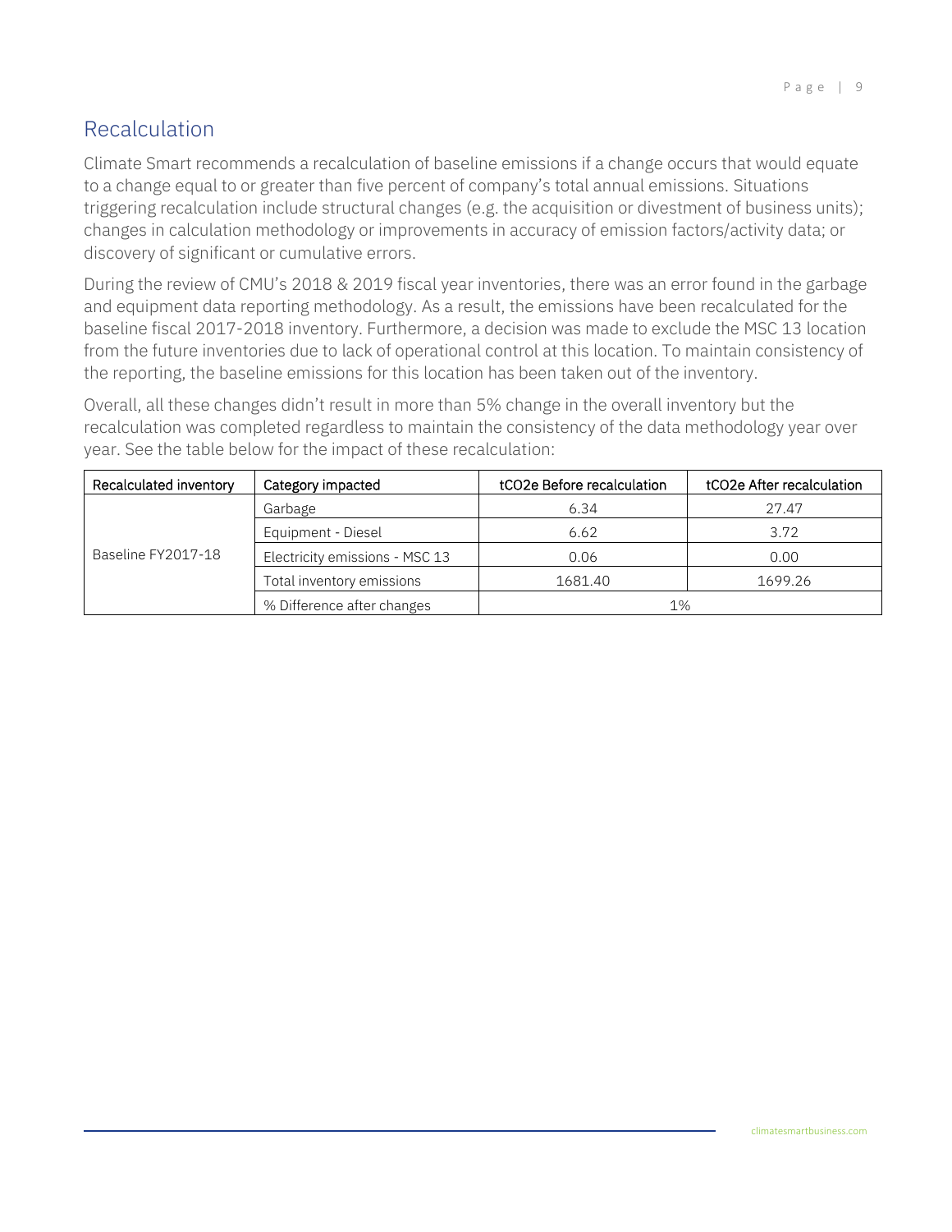## Recalculation

Climate Smart recommends a recalculation of baseline emissions if a change occurs that would equate to a change equal to or greater than five percent of company's total annual emissions. Situations triggering recalculation include structural changes (e.g. the acquisition or divestment of business units); changes in calculation methodology or improvements in accuracy of emission factors/activity data; or discovery of significant or cumulative errors.

During the review of CMU's 2018 & 2019 fiscal year inventories, there was an error found in the garbage and equipment data reporting methodology. As a result, the emissions have been recalculated for the baseline fiscal 2017-2018 inventory. Furthermore, a decision was made to exclude the MSC 13 location from the future inventories due to lack of operational control at this location. To maintain consistency of the reporting, the baseline emissions for this location has been taken out of the inventory.

Overall, all these changes didn't result in more than 5% change in the overall inventory but the recalculation was completed regardless to maintain the consistency of the data methodology year over year. See the table below for the impact of these recalculation:

| Recalculated inventory | Category impacted | tCO2e Before recalculation | tCO2e After recalculation |
| --- | --- | --- | --- |
| Baseline FY2017-18 | Garbage | 6.34 | 27.47 |
| | Equipment - Diesel | 6.62 | 3.72 |
| | Electricity emissions - MSC 13 | 0.06 | 0.00 |
| | Total inventory emissions | 1681.40 | 1699.26 |
| | % Difference after changes | 1% | |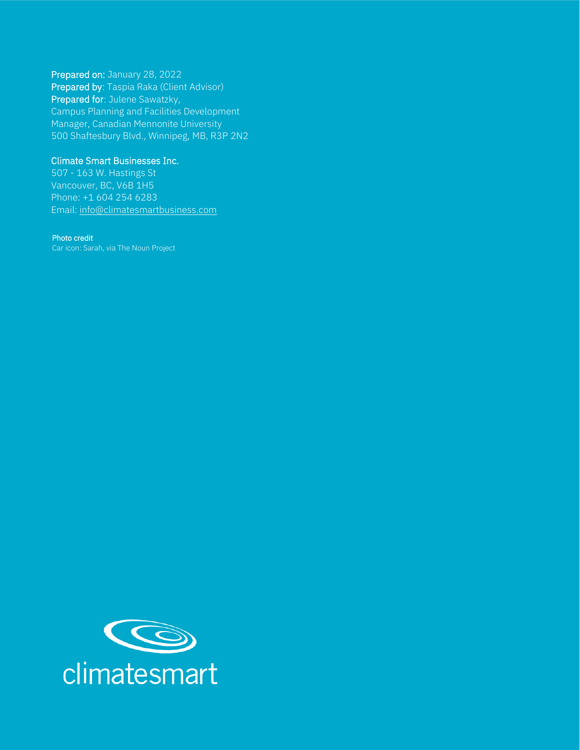**Prepared on:** January 28, 2022
**Prepared by**: Taspia Raka (Client Advisor)
**Prepared for**: Julene Sawatzky,
Campus Planning and Facilities Development
Manager, Canadian Mennonite University
500 Shaftesbury Blvd., Winnipeg, MB, R3P 2N2

**Climate Smart Businesses Inc.**
507 - 163 W. Hastings St
Vancouver, BC, V6B 1H5
Phone: +1 604 254 6283
Email: info@climatesmartbusiness.com

**Photo credit**
Car icon: Sarah, via The Noun Project

climatesmart